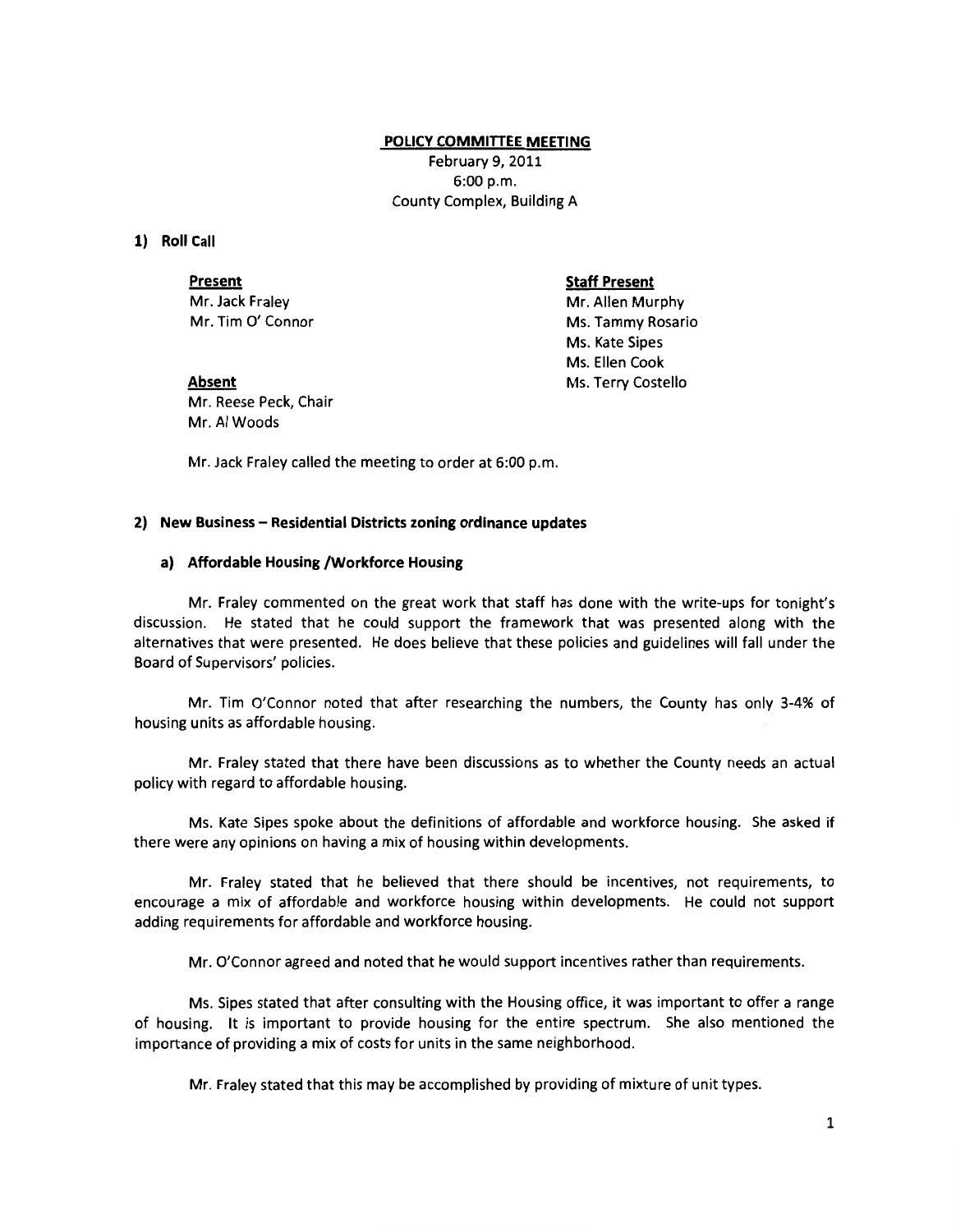# POLICY COMMITTEE MEETING

February 9, 2011
6:00 p.m.
County Complex, Building A

## 1) Roll Call

**Present**
Mr. Jack Fraley
Mr. Tim O' Connor

**Absent**
Mr. Reese Peck, Chair
Mr. Al Woods

**Staff Present**
Mr. Allen Murphy
Ms. Tammy Rosario
Ms. Kate Sipes
Ms. Ellen Cook
Ms. Terry Costello

Mr. Jack Fraley called the meeting to order at 6:00 p.m.

## 2) New Business – Residential Districts zoning ordinance updates

### a) Affordable Housing /Workforce Housing

Mr. Fraley commented on the great work that staff has done with the write-ups for tonight's discussion. He stated that he could support the framework that was presented along with the alternatives that were presented. He does believe that these policies and guidelines will fall under the Board of Supervisors' policies.

Mr. Tim O'Connor noted that after researching the numbers, the County has only 3-4% of housing units as affordable housing.

Mr. Fraley stated that there have been discussions as to whether the County needs an actual policy with regard to affordable housing.

Ms. Kate Sipes spoke about the definitions of affordable and workforce housing. She asked if there were any opinions on having a mix of housing within developments.

Mr. Fraley stated that he believed that there should be incentives, not requirements, to encourage a mix of affordable and workforce housing within developments. He could not support adding requirements for affordable and workforce housing.

Mr. O'Connor agreed and noted that he would support incentives rather than requirements.

Ms. Sipes stated that after consulting with the Housing office, it was important to offer a range of housing. It is important to provide housing for the entire spectrum. She also mentioned the importance of providing a mix of costs for units in the same neighborhood.

Mr. Fraley stated that this may be accomplished by providing of mixture of unit types.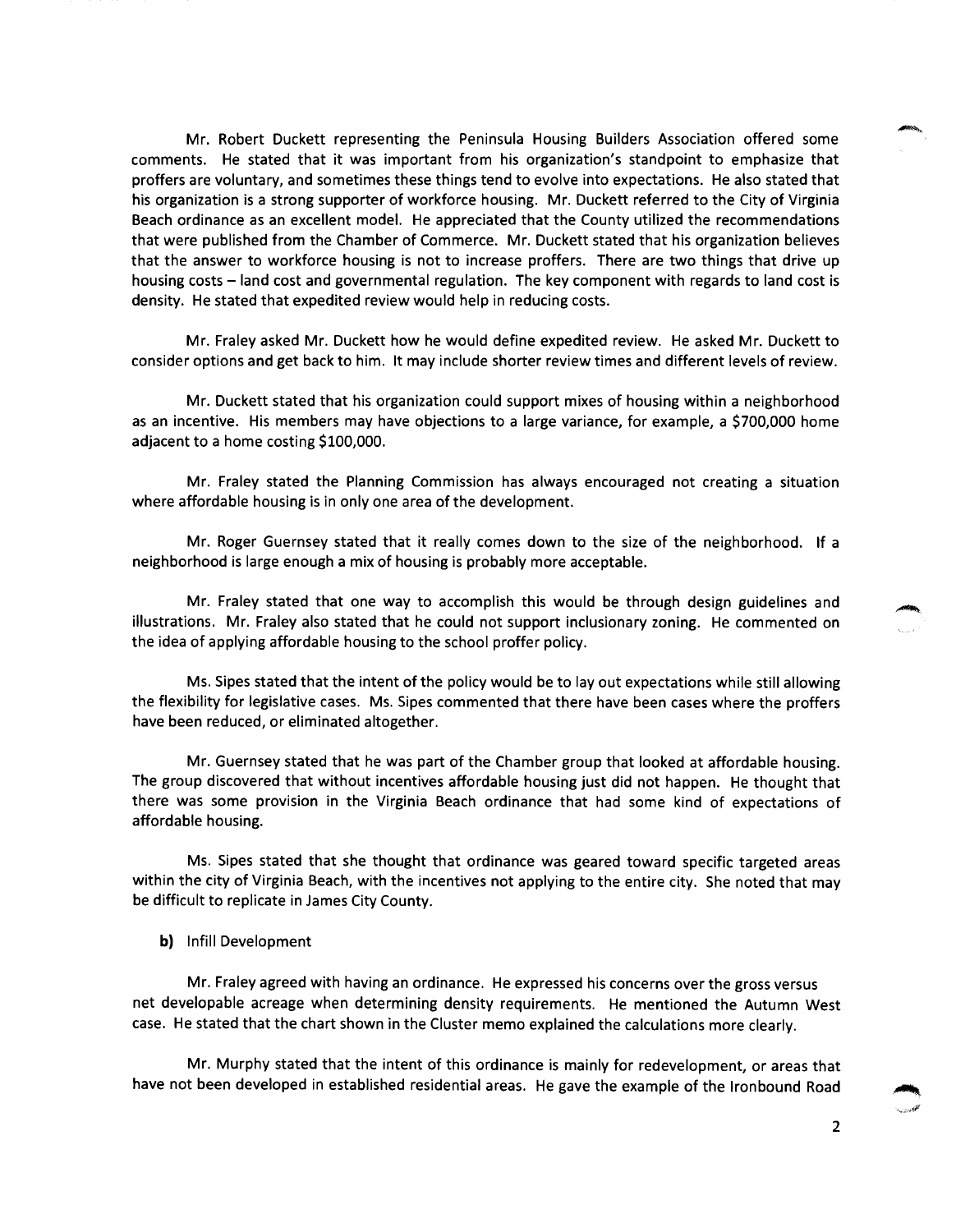Mr. Robert Duckett representing the Peninsula Housing Builders Association offered some comments. He stated that it was important from his organization's standpoint to emphasize that proffers are voluntary, and sometimes these things tend to evolve into expectations. He also stated that his organization is a strong supporter of workforce housing. Mr. Duckett referred to the City of Virginia Beach ordinance as an excellent model. He appreciated that the County utilized the recommendations that were published from the Chamber of Commerce. Mr. Duckett stated that his organization believes that the answer to workforce housing is not to increase proffers. There are two things that drive up housing costs – land cost and governmental regulation. The key component with regards to land cost is density. He stated that expedited review would help in reducing costs.

Mr. Fraley asked Mr. Duckett how he would define expedited review. He asked Mr. Duckett to consider options and get back to him. It may include shorter review times and different levels of review.

Mr. Duckett stated that his organization could support mixes of housing within a neighborhood as an incentive. His members may have objections to a large variance, for example, a $700,000 home adjacent to a home costing $100,000.

Mr. Fraley stated the Planning Commission has always encouraged not creating a situation where affordable housing is in only one area of the development.

Mr. Roger Guernsey stated that it really comes down to the size of the neighborhood. If a neighborhood is large enough a mix of housing is probably more acceptable.

Mr. Fraley stated that one way to accomplish this would be through design guidelines and illustrations. Mr. Fraley also stated that he could not support inclusionary zoning. He commented on the idea of applying affordable housing to the school proffer policy.

Ms. Sipes stated that the intent of the policy would be to lay out expectations while still allowing the flexibility for legislative cases. Ms. Sipes commented that there have been cases where the proffers have been reduced, or eliminated altogether.

Mr. Guernsey stated that he was part of the Chamber group that looked at affordable housing. The group discovered that without incentives affordable housing just did not happen. He thought that there was some provision in the Virginia Beach ordinance that had some kind of expectations of affordable housing.

Ms. Sipes stated that she thought that ordinance was geared toward specific targeted areas within the city of Virginia Beach, with the incentives not applying to the entire city. She noted that may be difficult to replicate in James City County.

**b)** Infill Development

Mr. Fraley agreed with having an ordinance. He expressed his concerns over the gross versus net developable acreage when determining density requirements. He mentioned the Autumn West case. He stated that the chart shown in the Cluster memo explained the calculations more clearly.

Mr. Murphy stated that the intent of this ordinance is mainly for redevelopment, or areas that have not been developed in established residential areas. He gave the example of the Ironbound Road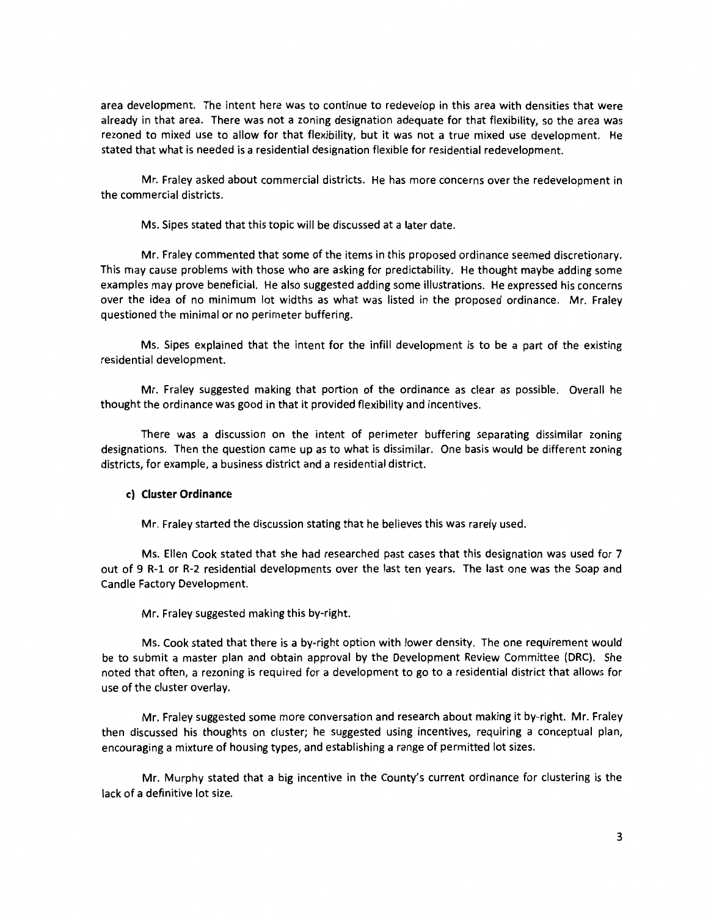area development. The intent here was to continue to redevelop in this area with densities that were already in that area. There was not a zoning designation adequate for that flexibility, so the area was rezoned to mixed use to allow for that flexibility, but it was not a true mixed use development. He stated that what is needed is a residential designation flexible for residential redevelopment.

Mr. Fraley asked about commercial districts. He has more concerns over the redevelopment in the commercial districts.

Ms. Sipes stated that this topic will be discussed at a later date.

Mr. Fraley commented that some of the items in this proposed ordinance seemed discretionary. This may cause problems with those who are asking for predictability. He thought maybe adding some examples may prove beneficial. He also suggested adding some illustrations. He expressed his concerns over the idea of no minimum lot widths as what was listed in the proposed ordinance. Mr. Fraley questioned the minimal or no perimeter buffering.

Ms. Sipes explained that the intent for the infill development is to be a part of the existing residential development.

Mr. Fraley suggested making that portion of the ordinance as clear as possible. Overall he thought the ordinance was good in that it provided flexibility and incentives.

There was a discussion on the intent of perimeter buffering separating dissimilar zoning designations. Then the question came up as to what is dissimilar. One basis would be different zoning districts, for example, a business district and a residential district.

**c) Cluster Ordinance**

Mr. Fraley started the discussion stating that he believes this was rarely used.

Ms. Ellen Cook stated that she had researched past cases that this designation was used for 7 out of 9 R-1 or R-2 residential developments over the last ten years. The last one was the Soap and Candle Factory Development.

Mr. Fraley suggested making this by-right.

Ms. Cook stated that there is a by-right option with lower density. The one requirement would be to submit a master plan and obtain approval by the Development Review Committee (DRC). She noted that often, a rezoning is required for a development to go to a residential district that allows for use of the cluster overlay.

Mr. Fraley suggested some more conversation and research about making it by-right. Mr. Fraley then discussed his thoughts on cluster; he suggested using incentives, requiring a conceptual plan, encouraging a mixture of housing types, and establishing a range of permitted lot sizes.

Mr. Murphy stated that a big incentive in the County's current ordinance for clustering is the lack of a definitive lot size.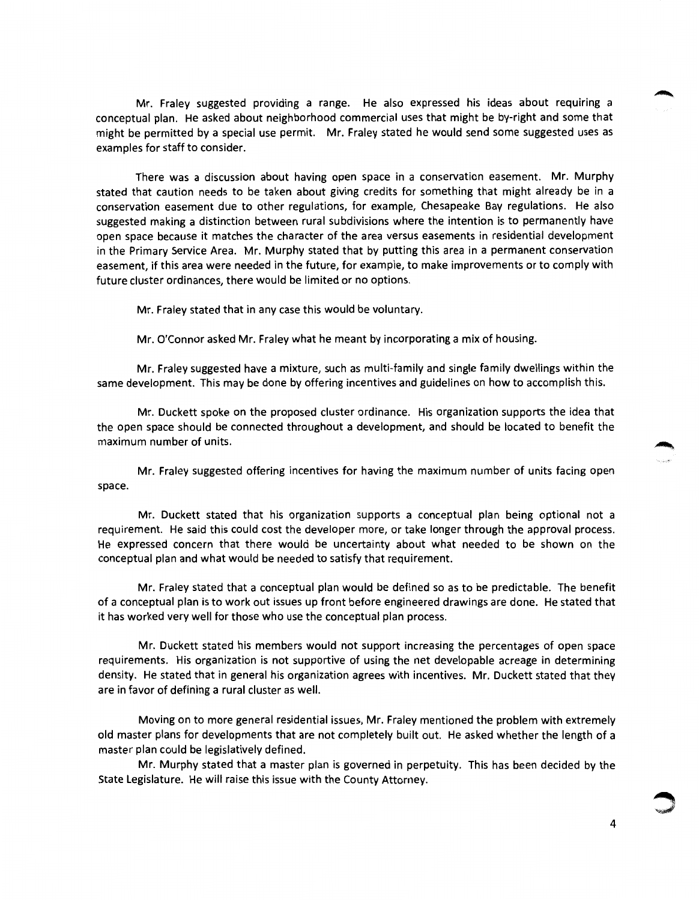Mr. Fraley suggested providing a range. He also expressed his ideas about requiring a conceptual plan. He asked about neighborhood commercial uses that might be by-right and some that might be permitted by a special use permit. Mr. Fraley stated he would send some suggested uses as examples for staff to consider.

There was a discussion about having open space in a conservation easement. Mr. Murphy stated that caution needs to be taken about giving credits for something that might already be in a conservation easement due to other regulations, for example, Chesapeake Bay regulations. He also suggested making a distinction between rural subdivisions where the intention is to permanently have open space because it matches the character of the area versus easements in residential development in the Primary Service Area. Mr. Murphy stated that by putting this area in a permanent conservation easement, if this area were needed in the future, for example, to make improvements or to comply with future cluster ordinances, there would be limited or no options.

Mr. Fraley stated that in any case this would be voluntary.

Mr. O'Connor asked Mr. Fraley what he meant by incorporating a mix of housing.

Mr. Fraley suggested have a mixture, such as multi-family and single family dwellings within the same development. This may be done by offering incentives and guidelines on how to accomplish this.

Mr. Duckett spoke on the proposed cluster ordinance. His organization supports the idea that the open space should be connected throughout a development, and should be located to benefit the maximum number of units.

Mr. Fraley suggested offering incentives for having the maximum number of units facing open space.

Mr. Duckett stated that his organization supports a conceptual plan being optional not a requirement. He said this could cost the developer more, or take longer through the approval process. He expressed concern that there would be uncertainty about what needed to be shown on the conceptual plan and what would be needed to satisfy that requirement.

Mr. Fraley stated that a conceptual plan would be defined so as to be predictable. The benefit of a conceptual plan is to work out issues up front before engineered drawings are done. He stated that it has worked very well for those who use the conceptual plan process.

Mr. Duckett stated his members would not support increasing the percentages of open space requirements. His organization is not supportive of using the net developable acreage in determining density. He stated that in general his organization agrees with incentives. Mr. Duckett stated that they are in favor of defining a rural cluster as well.

Moving on to more general residential issues, Mr. Fraley mentioned the problem with extremely old master plans for developments that are not completely built out. He asked whether the length of a master plan could be legislatively defined.

Mr. Murphy stated that a master plan is governed in perpetuity. This has been decided by the State Legislature. He will raise this issue with the County Attorney.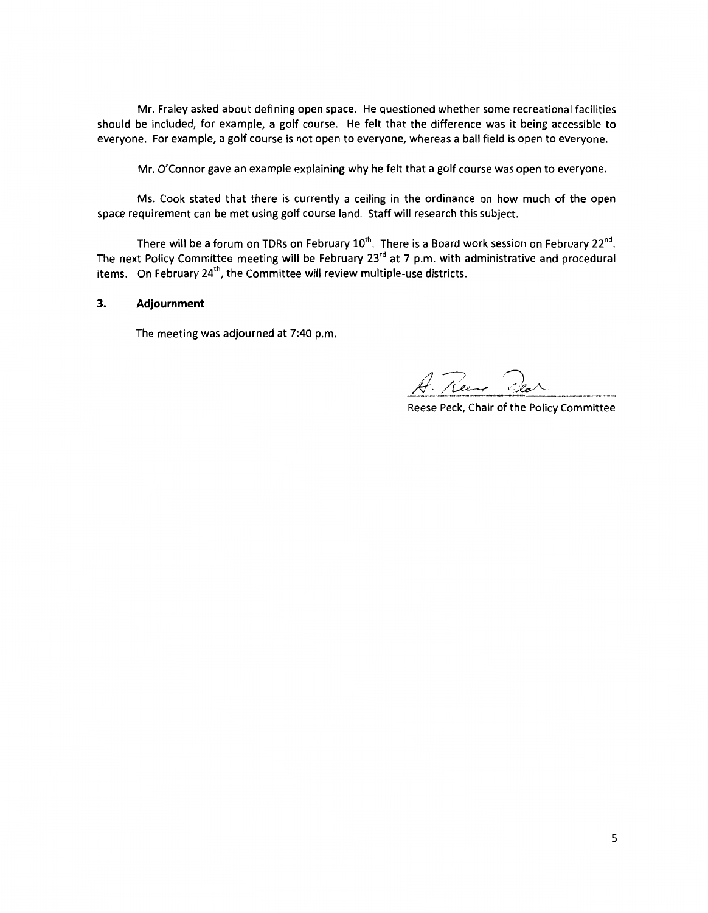Mr. Fraley asked about defining open space. He questioned whether some recreational facilities should be included, for example, a golf course. He felt that the difference was it being accessible to everyone. For example, a golf course is not open to everyone, whereas a ball field is open to everyone.

Mr. O'Connor gave an example explaining why he felt that a golf course was open to everyone.

Ms. Cook stated that there is currently a ceiling in the ordinance on how much of the open space requirement can be met using golf course land. Staff will research this subject.

There will be a forum on TDRs on February 10th. There is a Board work session on February 22nd. The next Policy Committee meeting will be February 23rd at 7 p.m. with administrative and procedural items. On February 24th, the Committee will review multiple-use districts.

### 3. Adjournment

The meeting was adjourned at 7:40 p.m.

A. Reese Peck

Reese Peck, Chair of the Policy Committee